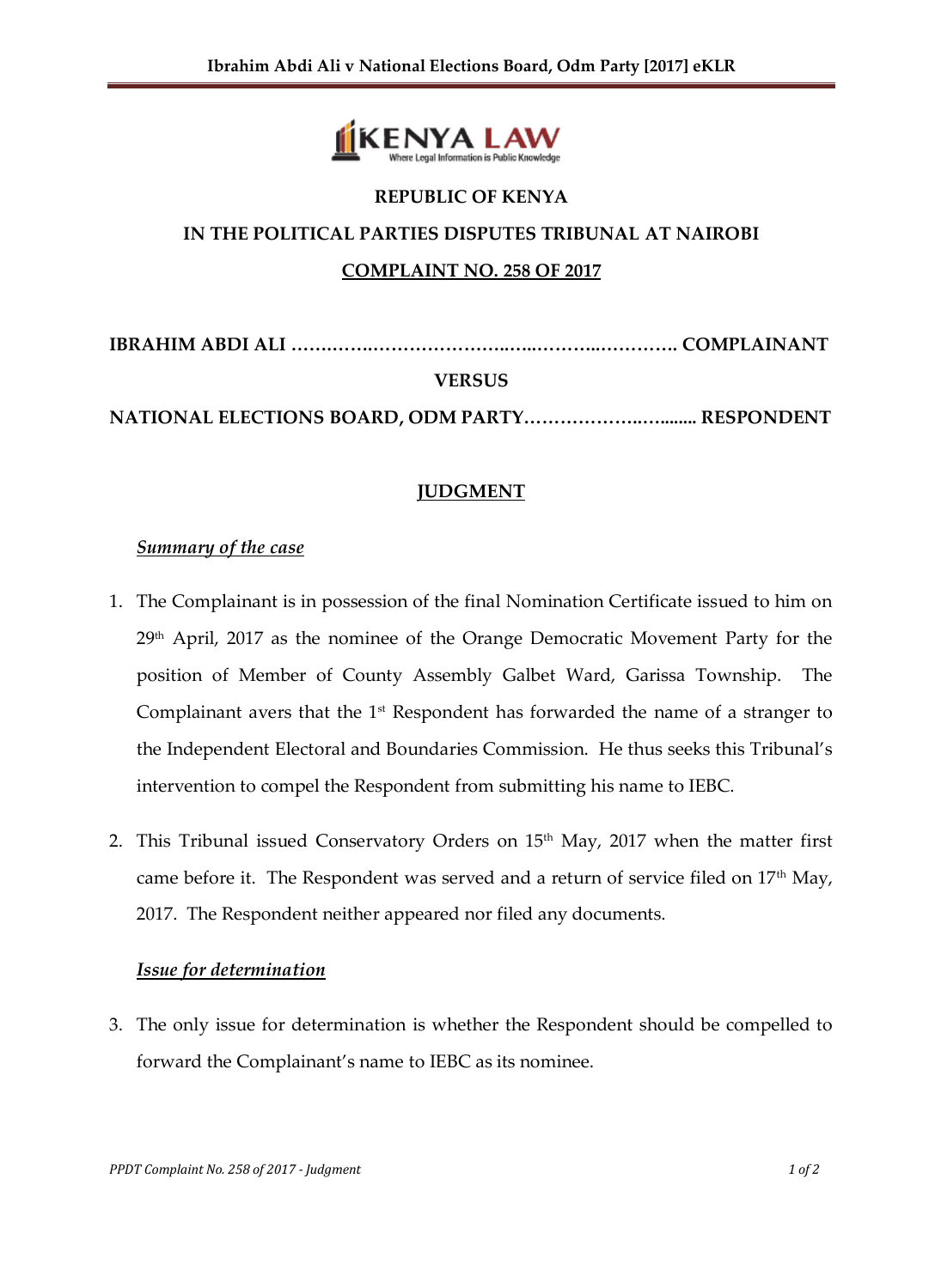REPUBLIC OF KENYA

IN THE POLITICAL PARTIES DISPUTES TRIBUNAL AT NAIROBI

**COMPLAINT NO. 258 OF 2017**

**IBRAHIM ABDI ALI …………………………………………………………. COMPLAINANT**

**VERSUS**

**NATIONAL ELECTIONS BOARD, ODM PARTY……………………........ RESPONDENT**

## JUDGMENT

### *Summary of the case*

1. The Complainant is in possession of the final Nomination Certificate issued to him on 29th April, 2017 as the nominee of the Orange Democratic Movement Party for the position of Member of County Assembly Galbet Ward, Garissa Township. The Complainant avers that the 1st Respondent has forwarded the name of a stranger to the Independent Electoral and Boundaries Commission. He thus seeks this Tribunal's intervention to compel the Respondent from submitting his name to IEBC.

2. This Tribunal issued Conservatory Orders on 15th May, 2017 when the matter first came before it. The Respondent was served and a return of service filed on 17th May, 2017. The Respondent neither appeared nor filed any documents.

### *Issue for determination*

3. The only issue for determination is whether the Respondent should be compelled to forward the Complainant's name to IEBC as its nominee.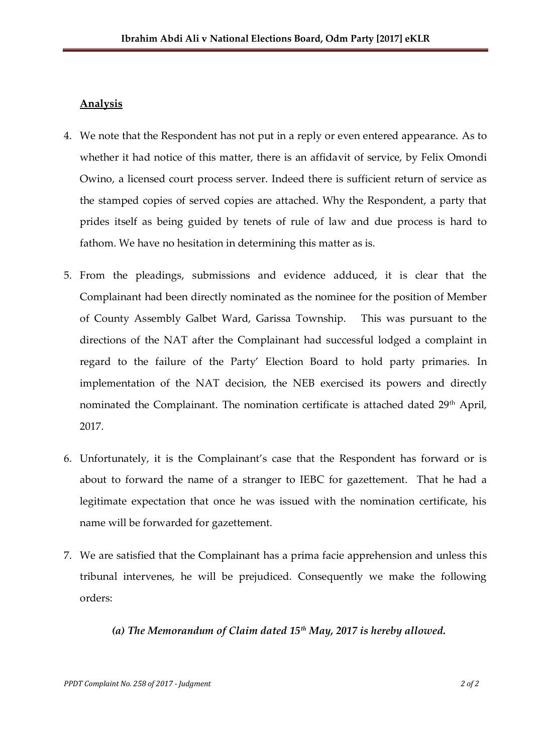## Analysis

4. We note that the Respondent has not put in a reply or even entered appearance. As to whether it had notice of this matter, there is an affidavit of service, by Felix Omondi Owino, a licensed court process server. Indeed there is sufficient return of service as the stamped copies of served copies are attached. Why the Respondent, a party that prides itself as being guided by tenets of rule of law and due process is hard to fathom. We have no hesitation in determining this matter as is.

5. From the pleadings, submissions and evidence adduced, it is clear that the Complainant had been directly nominated as the nominee for the position of Member of County Assembly Galbet Ward, Garissa Township. This was pursuant to the directions of the NAT after the Complainant had successful lodged a complaint in regard to the failure of the Party' Election Board to hold party primaries. In implementation of the NAT decision, the NEB exercised its powers and directly nominated the Complainant. The nomination certificate is attached dated 29th April, 2017.

6. Unfortunately, it is the Complainant's case that the Respondent has forward or is about to forward the name of a stranger to IEBC for gazettement. That he had a legitimate expectation that once he was issued with the nomination certificate, his name will be forwarded for gazettement.

7. We are satisfied that the Complainant has a prima facie apprehension and unless this tribunal intervenes, he will be prejudiced. Consequently we make the following orders:

*(a) The Memorandum of Claim dated 15th May, 2017 is hereby allowed.*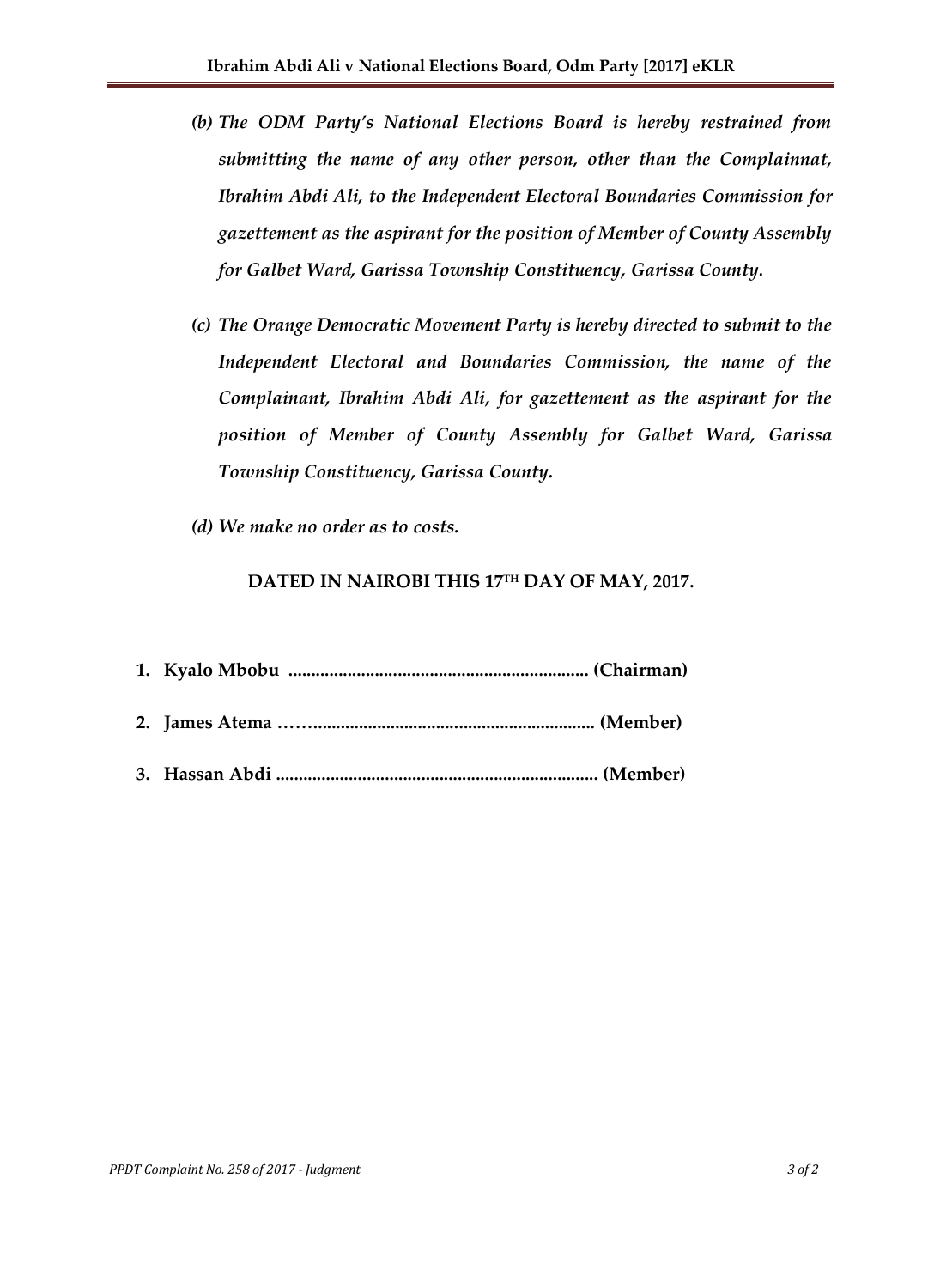*(b) The ODM Party's National Elections Board is hereby restrained from submitting the name of any other person, other than the Complainnat, Ibrahim Abdi Ali, to the Independent Electoral Boundaries Commission for gazettement as the aspirant for the position of Member of County Assembly for Galbet Ward, Garissa Township Constituency, Garissa County.*

*(c) The Orange Democratic Movement Party is hereby directed to submit to the Independent Electoral and Boundaries Commission, the name of the Complainant, Ibrahim Abdi Ali, for gazettement as the aspirant for the position of Member of County Assembly for Galbet Ward, Garissa Township Constituency, Garissa County.*

*(d) We make no order as to costs.*

**DATED IN NAIROBI THIS 17TH DAY OF MAY, 2017.**

1. **Kyalo Mbobu .................................................................. (Chairman)**
2. **James Atema ……............................................................. (Member)**
3. **Hassan Abdi ...................................................................... (Member)**